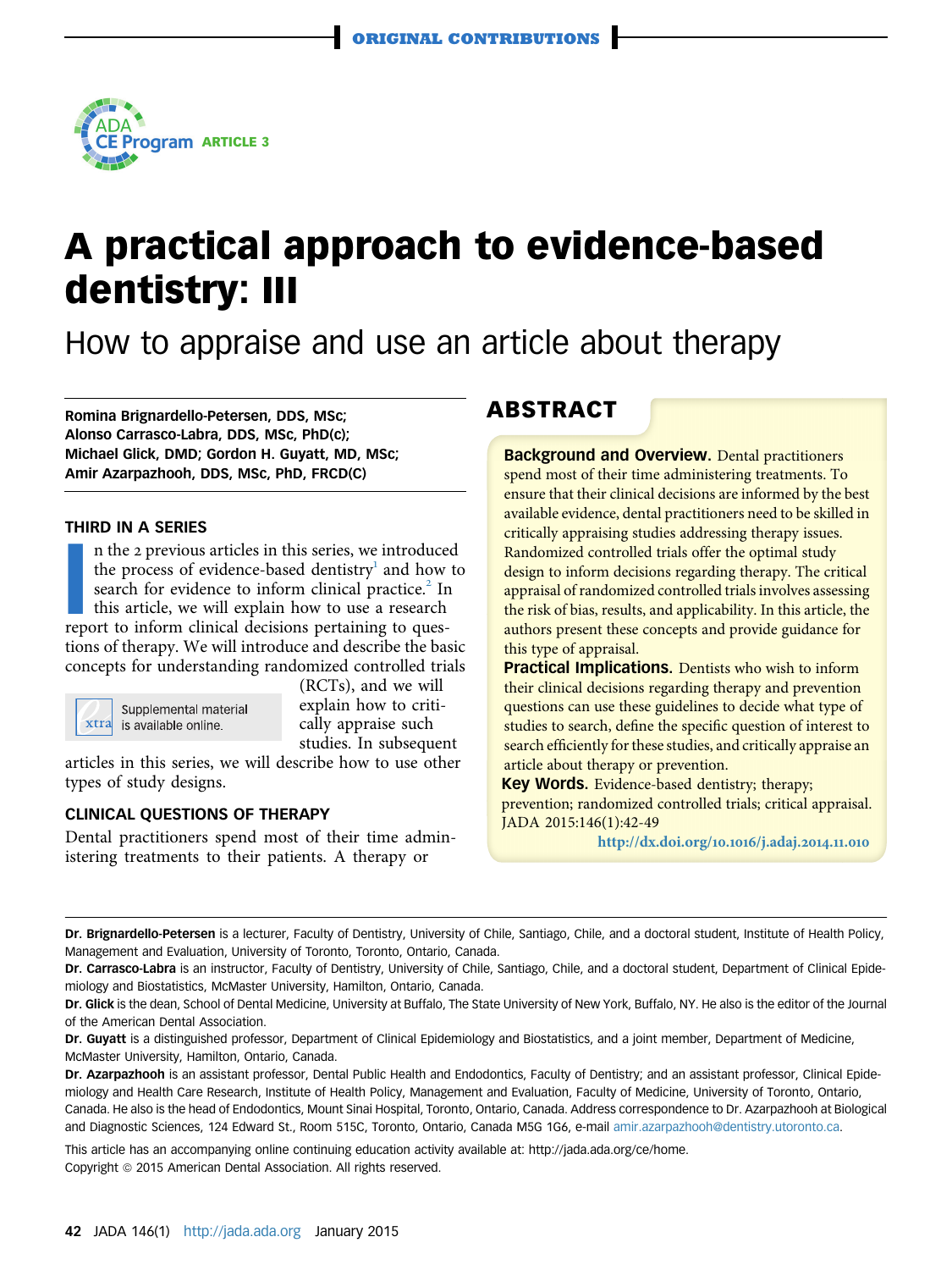ORIGINAL CONTRIBUTIONS

ADA CE Program ARTICLE 3

# A practical approach to evidence-based dentistry: III

## How to appraise and use an article about therapy

**Romina Brignardello-Petersen, DDS, MSc; Alonso Carrasco-Labra, DDS, MSc, PhD(c); Michael Glick, DMD; Gordon H. Guyatt, MD, MSc; Amir Azarpazhooh, DDS, MSc, PhD, FRCD(C)**

## ABSTRACT

**Background and Overview.** Dental practitioners spend most of their time administering treatments. To ensure that their clinical decisions are informed by the best available evidence, dental practitioners need to be skilled in critically appraising studies addressing therapy issues. Randomized controlled trials offer the optimal study design to inform decisions regarding therapy. The critical appraisal of randomized controlled trials involves assessing the risk of bias, results, and applicability. In this article, the authors present these concepts and provide guidance for this type of appraisal.

**Practical Implications.** Dentists who wish to inform their clinical decisions regarding therapy and prevention questions can use these guidelines to decide what type of studies to search, define the specific question of interest to search efficiently for these studies, and critically appraise an article about therapy or prevention.

**Key Words.** Evidence-based dentistry; therapy; prevention; randomized controlled trials; critical appraisal.

JADA 2015:146(1):42-49

http://dx.doi.org/10.1016/j.adaj.2014.11.010

### THIRD IN A SERIES

In the 2 previous articles in this series, we introduced the process of evidence-based dentistry[1] and how to search for evidence to inform clinical practice.[2] In this article, we will explain how to use a research report to inform clinical decisions pertaining to questions of therapy. We will introduce and describe the basic concepts for understanding randomized controlled trials (RCTs), and we will explain how to critically appraise such studies. In subsequent articles in this series, we will describe how to use other types of study designs.

Supplemental material is available online.

### CLINICAL QUESTIONS OF THERAPY

Dental practitioners spend most of their time administering treatments to their patients. A therapy or

---

**Dr. Brignardello-Petersen** is a lecturer, Faculty of Dentistry, University of Chile, Santiago, Chile, and a doctoral student, Institute of Health Policy, Management and Evaluation, University of Toronto, Toronto, Ontario, Canada.

**Dr. Carrasco-Labra** is an instructor, Faculty of Dentistry, University of Chile, Santiago, Chile, and a doctoral student, Department of Clinical Epidemiology and Biostatistics, McMaster University, Hamilton, Ontario, Canada.

**Dr. Glick** is the dean, School of Dental Medicine, University at Buffalo, The State University of New York, Buffalo, NY. He also is the editor of the Journal of the American Dental Association.

**Dr. Guyatt** is a distinguished professor, Department of Clinical Epidemiology and Biostatistics, and a joint member, Department of Medicine, McMaster University, Hamilton, Ontario, Canada.

**Dr. Azarpazhooh** is an assistant professor, Dental Public Health and Endodontics, Faculty of Dentistry; and an assistant professor, Clinical Epidemiology and Health Care Research, Institute of Health Policy, Management and Evaluation, Faculty of Medicine, University of Toronto, Ontario, Canada. He also is the head of Endodontics, Mount Sinai Hospital, Toronto, Ontario, Canada. Address correspondence to Dr. Azarpazhooh at Biological and Diagnostic Sciences, 124 Edward St., Room 515C, Toronto, Ontario, Canada M5G 1G6, e-mail amir.azarpazhooh@dentistry.utoronto.ca.

This article has an accompanying online continuing education activity available at: http://jada.ada.org/ce/home.

Copyright © 2015 American Dental Association. All rights reserved.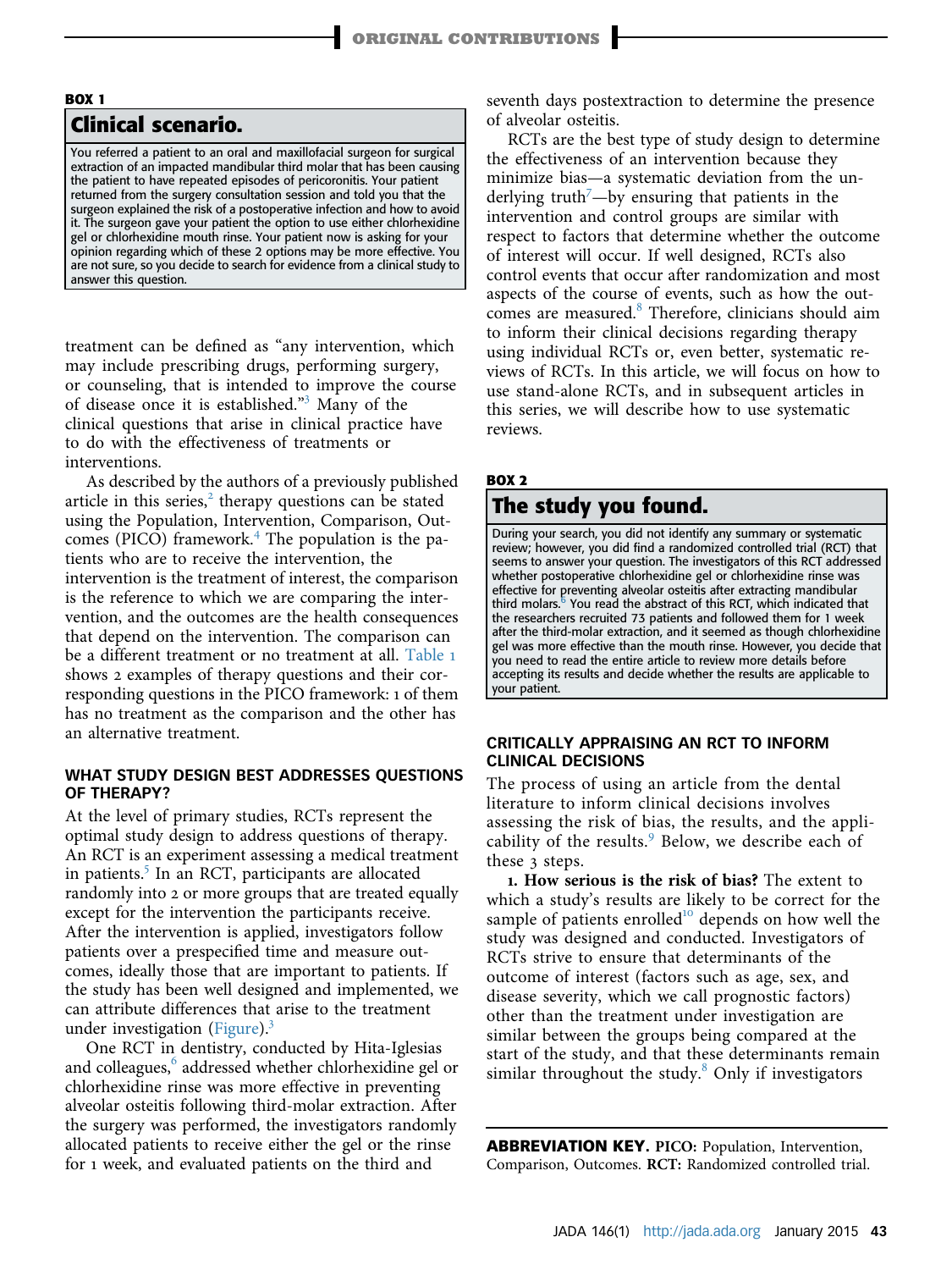### BOX 1

**Clinical scenario.**

You referred a patient to an oral and maxillofacial surgeon for surgical extraction of an impacted mandibular third molar that has been causing the patient to have repeated episodes of pericoronitis. Your patient returned from the surgery consultation session and told you that the surgeon explained the risk of a postoperative infection and how to avoid it. The surgeon gave your patient the option to use either chlorhexidine gel or chlorhexidine mouth rinse. Your patient now is asking for your opinion regarding which of these 2 options may be more effective. You are not sure, so you decide to search for evidence from a clinical study to answer this question.

treatment can be defined as "any intervention, which may include prescribing drugs, performing surgery, or counseling, that is intended to improve the course of disease once it is established."[3] Many of the clinical questions that arise in clinical practice have to do with the effectiveness of treatments or interventions.

As described by the authors of a previously published article in this series,[2] therapy questions can be stated using the Population, Intervention, Comparison, Outcomes (PICO) framework.[4] The population is the patients who are to receive the intervention, the intervention is the treatment of interest, the comparison is the reference to which we are comparing the intervention, and the outcomes are the health consequences that depend on the intervention. The comparison can be a different treatment or no treatment at all. Table 1 shows 2 examples of therapy questions and their corresponding questions in the PICO framework: 1 of them has no treatment as the comparison and the other has an alternative treatment.

## WHAT STUDY DESIGN BEST ADDRESSES QUESTIONS OF THERAPY?

At the level of primary studies, RCTs represent the optimal study design to address questions of therapy. An RCT is an experiment assessing a medical treatment in patients.[5] In an RCT, participants are allocated randomly into 2 or more groups that are treated equally except for the intervention the participants receive. After the intervention is applied, investigators follow patients over a prespecified time and measure outcomes, ideally those that are important to patients. If the study has been well designed and implemented, we can attribute differences that arise to the treatment under investigation (Figure).[3]

One RCT in dentistry, conducted by Hita-Iglesias and colleagues,[6] addressed whether chlorhexidine gel or chlorhexidine rinse was more effective in preventing alveolar osteitis following third-molar extraction. After the surgery was performed, the investigators randomly allocated patients to receive either the gel or the rinse for 1 week, and evaluated patients on the third and seventh days postextraction to determine the presence of alveolar osteitis.

RCTs are the best type of study design to determine the effectiveness of an intervention because they minimize bias—a systematic deviation from the underlying truth[7]—by ensuring that patients in the intervention and control groups are similar with respect to factors that determine whether the outcome of interest will occur. If well designed, RCTs also control events that occur after randomization and most aspects of the course of events, such as how the outcomes are measured.[8] Therefore, clinicians should aim to inform their clinical decisions regarding therapy using individual RCTs or, even better, systematic reviews of RCTs. In this article, we will focus on how to use stand-alone RCTs, and in subsequent articles in this series, we will describe how to use systematic reviews.

### BOX 2

**The study you found.**

During your search, you did not identify any summary or systematic review; however, you did find a randomized controlled trial (RCT) that seems to answer your question. The investigators of this RCT addressed whether postoperative chlorhexidine gel or chlorhexidine rinse was effective for preventing alveolar osteitis after extracting mandibular third molars.[6] You read the abstract of this RCT, which indicated that the researchers recruited 73 patients and followed them for 1 week after the third-molar extraction, and it seemed as though chlorhexidine gel was more effective than the mouth rinse. However, you decide that you need to read the entire article to review more details before accepting its results and decide whether the results are applicable to your patient.

## CRITICALLY APPRAISING AN RCT TO INFORM CLINICAL DECISIONS

The process of using an article from the dental literature to inform clinical decisions involves assessing the risk of bias, the results, and the applicability of the results.[9] Below, we describe each of these 3 steps.

**1. How serious is the risk of bias?** The extent to which a study's results are likely to be correct for the sample of patients enrolled[10] depends on how well the study was designed and conducted. Investigators of RCTs strive to ensure that determinants of the outcome of interest (factors such as age, sex, and disease severity, which we call prognostic factors) other than the treatment under investigation are similar between the groups being compared at the start of the study, and that these determinants remain similar throughout the study.[8] Only if investigators

**ABBREVIATION KEY. PICO:** Population, Intervention, Comparison, Outcomes. **RCT:** Randomized controlled trial.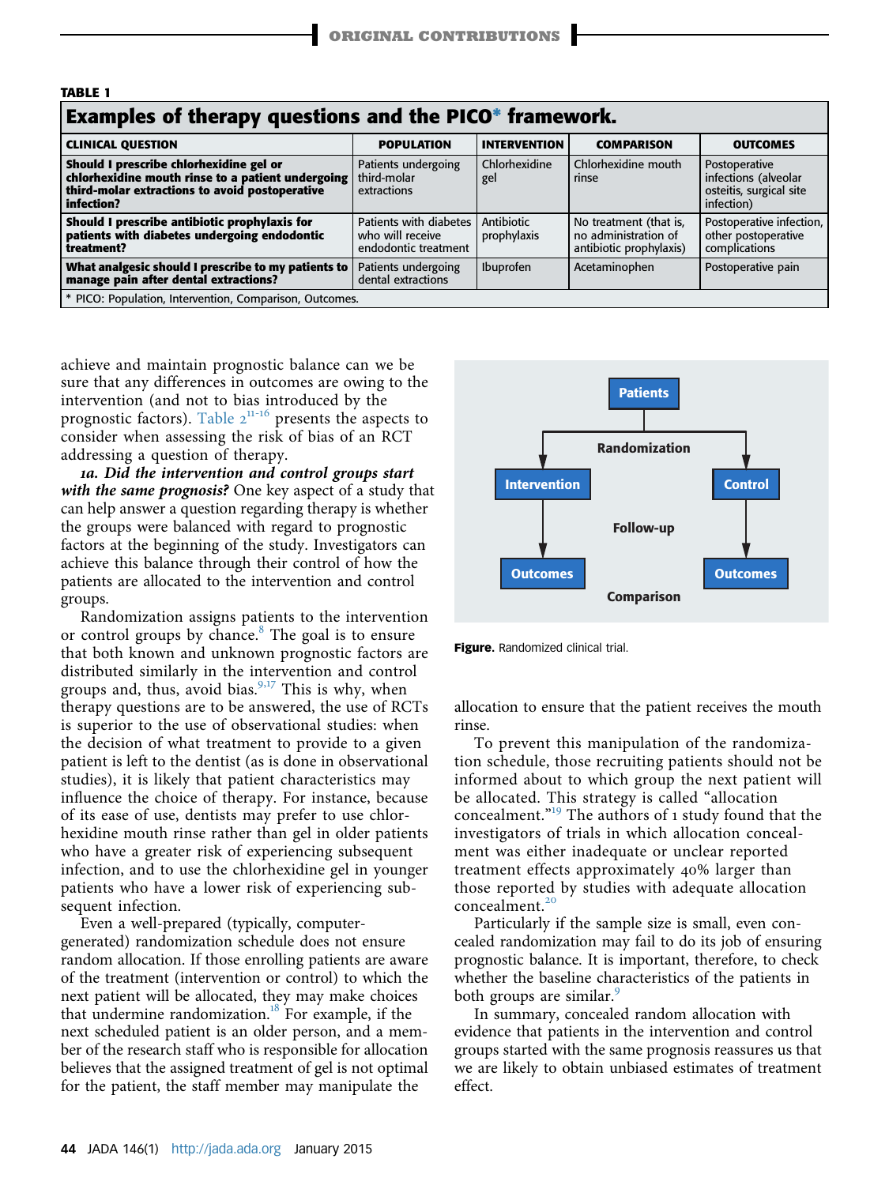**TABLE 1**

**Examples of therapy questions and the PICO* framework.**

| CLINICAL QUESTION | POPULATION | INTERVENTION | COMPARISON | OUTCOMES |
|---|---|---|---|---|
| **Should I prescribe chlorhexidine gel or chlorhexidine mouth rinse to a patient undergoing third-molar extractions to avoid postoperative infection?** | Patients undergoing third-molar extractions | Chlorhexidine gel | Chlorhexidine mouth rinse | Postoperative infections (alveolar osteitis, surgical site infection) |
| **Should I prescribe antibiotic prophylaxis for patients with diabetes undergoing endodontic treatment?** | Patients with diabetes who will receive endodontic treatment | Antibiotic prophylaxis | No treatment (that is, no administration of antibiotic prophylaxis) | Postoperative infection, other postoperative complications |
| **What analgesic should I prescribe to my patients to manage pain after dental extractions?** | Patients undergoing dental extractions | Ibuprofen | Acetaminophen | Postoperative pain |

* PICO: Population, Intervention, Comparison, Outcomes.

achieve and maintain prognostic balance can we be sure that any differences in outcomes are owing to the intervention (and not to bias introduced by the prognostic factors). Table 2[11-16] presents the aspects to consider when assessing the risk of bias of an RCT addressing a question of therapy.

***1a. Did the intervention and control groups start with the same prognosis?*** One key aspect of a study that can help answer a question regarding therapy is whether the groups were balanced with regard to prognostic factors at the beginning of the study. Investigators can achieve this balance through their control of how the patients are allocated to the intervention and control groups.

Randomization assigns patients to the intervention or control groups by chance.[8] The goal is to ensure that both known and unknown prognostic factors are distributed similarly in the intervention and control groups and, thus, avoid bias.[9,17] This is why, when therapy questions are to be answered, the use of RCTs is superior to the use of observational studies: when the decision of what treatment to provide to a given patient is left to the dentist (as is done in observational studies), it is likely that patient characteristics may influence the choice of therapy. For instance, because of its ease of use, dentists may prefer to use chlorhexidine mouth rinse rather than gel in older patients who have a greater risk of experiencing subsequent infection, and to use the chlorhexidine gel in younger patients who have a lower risk of experiencing subsequent infection.

Even a well-prepared (typically, computer-generated) randomization schedule does not ensure random allocation. If those enrolling patients are aware of the treatment (intervention or control) to which the next patient will be allocated, they may make choices that undermine randomization.[18] For example, if the next scheduled patient is an older person, and a member of the research staff who is responsible for allocation believes that the assigned treatment of gel is not optimal for the patient, the staff member may manipulate the allocation to ensure that the patient receives the mouth rinse.

Patients

Randomization

Intervention

Control

Follow-up

Outcomes

Outcomes

Comparison

**Figure.** Randomized clinical trial.

To prevent this manipulation of the randomization schedule, those recruiting patients should not be informed about to which group the next patient will be allocated. This strategy is called "allocation concealment."[19] The authors of 1 study found that the investigators of trials in which allocation concealment was either inadequate or unclear reported treatment effects approximately 40% larger than those reported by studies with adequate allocation concealment.[20]

Particularly if the sample size is small, even concealed randomization may fail to do its job of ensuring prognostic balance. It is important, therefore, to check whether the baseline characteristics of the patients in both groups are similar.[9]

In summary, concealed random allocation with evidence that patients in the intervention and control groups started with the same prognosis reassures us that we are likely to obtain unbiased estimates of treatment effect.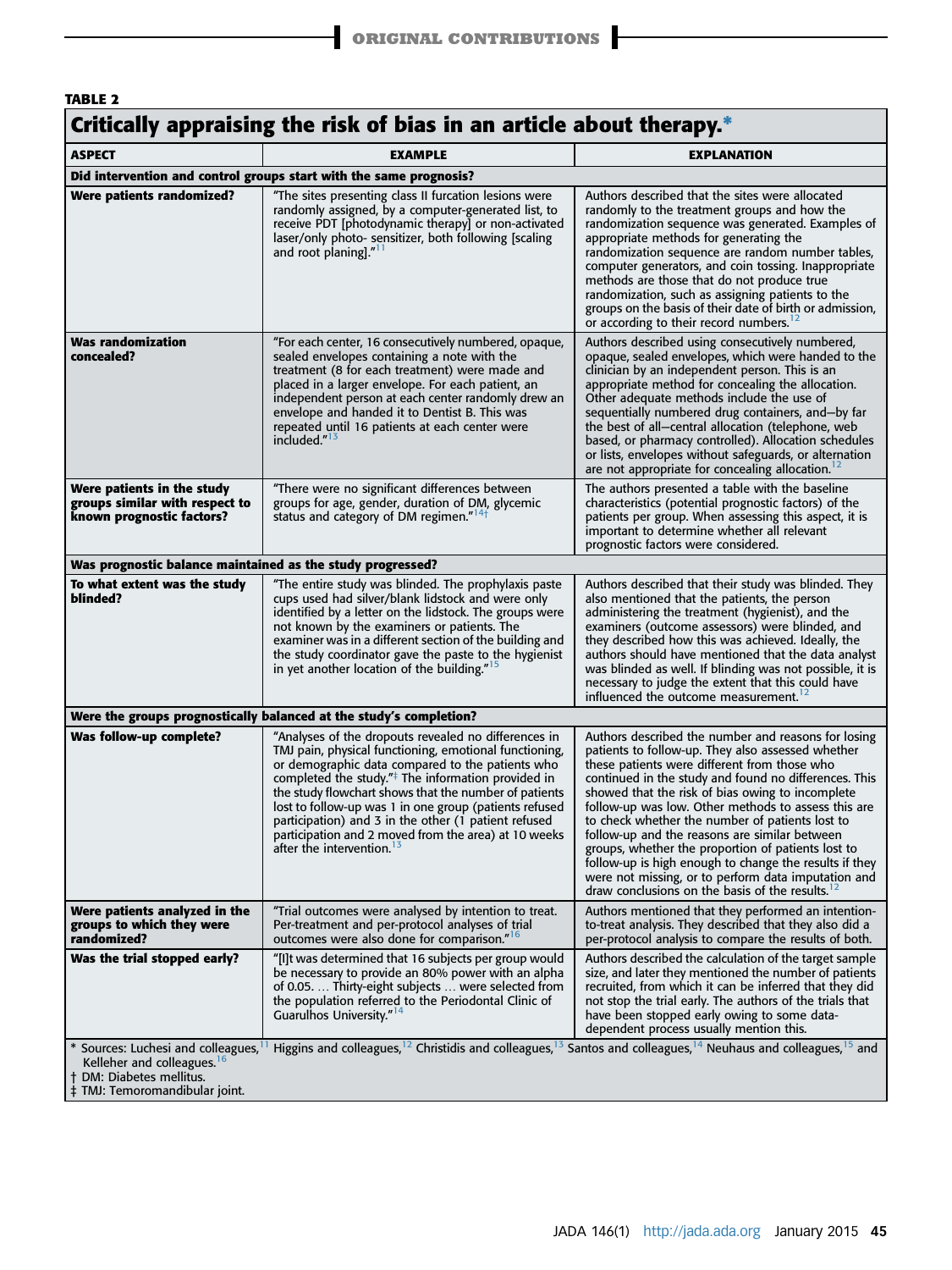**TABLE 2**

## Critically appraising the risk of bias in an article about therapy.*

| ASPECT | EXAMPLE | EXPLANATION |
|---|---|---|
| **Did intervention and control groups start with the same prognosis?** | | |
| **Were patients randomized?** | "The sites presenting class II furcation lesions were randomly assigned, by a computer-generated list, to receive PDT [photodynamic therapy] or non-activated laser/only photo- sensitizer, both following [scaling and root planing]."[11] | Authors described that the sites were allocated randomly to the treatment groups and how the randomization sequence was generated. Examples of appropriate methods for generating the randomization sequence are random number tables, computer generators, and coin tossing. Inappropriate methods are those that do not produce true randomization, such as assigning patients to the groups on the basis of their date of birth or admission, or according to their record numbers.[12] |
| **Was randomization concealed?** | "For each center, 16 consecutively numbered, opaque, sealed envelopes containing a note with the treatment (8 for each treatment) were made and placed in a larger envelope. For each patient, an independent person at each center randomly drew an envelope and handed it to Dentist B. This was repeated until 16 patients at each center were included."[13] | Authors described using consecutively numbered, opaque, sealed envelopes, which were handed to the clinician by an independent person. This is an appropriate method for concealing the allocation. Other adequate methods include the use of sequentially numbered drug containers, and—by far the best of all—central allocation (telephone, web based, or pharmacy controlled). Allocation schedules or lists, envelopes without safeguards, or alternation are not appropriate for concealing allocation.[12] |
| **Were patients in the study groups similar with respect to known prognostic factors?** | "There were no significant differences between groups for age, gender, duration of DM, glycemic status and category of DM regimen."[14†] | The authors presented a table with the baseline characteristics (potential prognostic factors) of the patients per group. When assessing this aspect, it is important to determine whether all relevant prognostic factors were considered. |
| **Was prognostic balance maintained as the study progressed?** | | |
| **To what extent was the study blinded?** | "The entire study was blinded. The prophylaxis paste cups used had silver/blank lidstock and were only identified by a letter on the lidstock. The groups were not known by the examiners or patients. The examiner was in a different section of the building and the study coordinator gave the paste to the hygienist in yet another location of the building."[15] | Authors described that their study was blinded. They also mentioned that the patients, the person administering the treatment (hygienist), and the examiners (outcome assessors) were blinded, and they described how this was achieved. Ideally, the authors should have mentioned that the data analyst was blinded as well. If blinding was not possible, it is necessary to judge the extent that this could have influenced the outcome measurement.[12] |
| **Were the groups prognostically balanced at the study's completion?** | | |
| **Was follow-up complete?** | "Analyses of the dropouts revealed no differences in TMJ pain, physical functioning, emotional functioning, or demographic data compared to the patients who completed the study."‡ The information provided in the study flowchart shows that the number of patients lost to follow-up was 1 in one group (patients refused participation) and 3 in the other (1 patient refused participation and 2 moved from the area) at 10 weeks after the intervention.[13] | Authors described the number and reasons for losing patients to follow-up. They also assessed whether these patients were different from those who continued in the study and found no differences. This showed that the risk of bias owing to incomplete follow-up was low. Other methods to assess this are to check whether the number of patients lost to follow-up and the reasons are similar between groups, whether the proportion of patients lost to follow-up is high enough to change the results if they were not missing, or to perform data imputation and draw conclusions on the basis of the results.[12] |
| **Were patients analyzed in the groups to which they were randomized?** | "Trial outcomes were analysed by intention to treat. Per-treatment and per-protocol analyses of trial outcomes were also done for comparison."[16] | Authors mentioned that they performed an intention-to-treat analysis. They described that they also did a per-protocol analysis to compare the results of both. |
| **Was the trial stopped early?** | "[I]t was determined that 16 subjects per group would be necessary to provide an 80% power with an alpha of 0.05. … Thirty-eight subjects … were selected from the population referred to the Periodontal Clinic of Guarulhos University."[14] | Authors described the calculation of the target sample size, and later they mentioned the number of patients recruited, from which it can be inferred that they did not stop the trial early. The authors of the trials that have been stopped early owing to some data-dependent process usually mention this. |

\* Sources: Luchesi and colleagues,[11] Higgins and colleagues,[12] Christidis and colleagues,[13] Santos and colleagues,[14] Neuhaus and colleagues,[15] and Kelleher and colleagues.[16]
† DM: Diabetes mellitus.
‡ TMJ: Temoromandibular joint.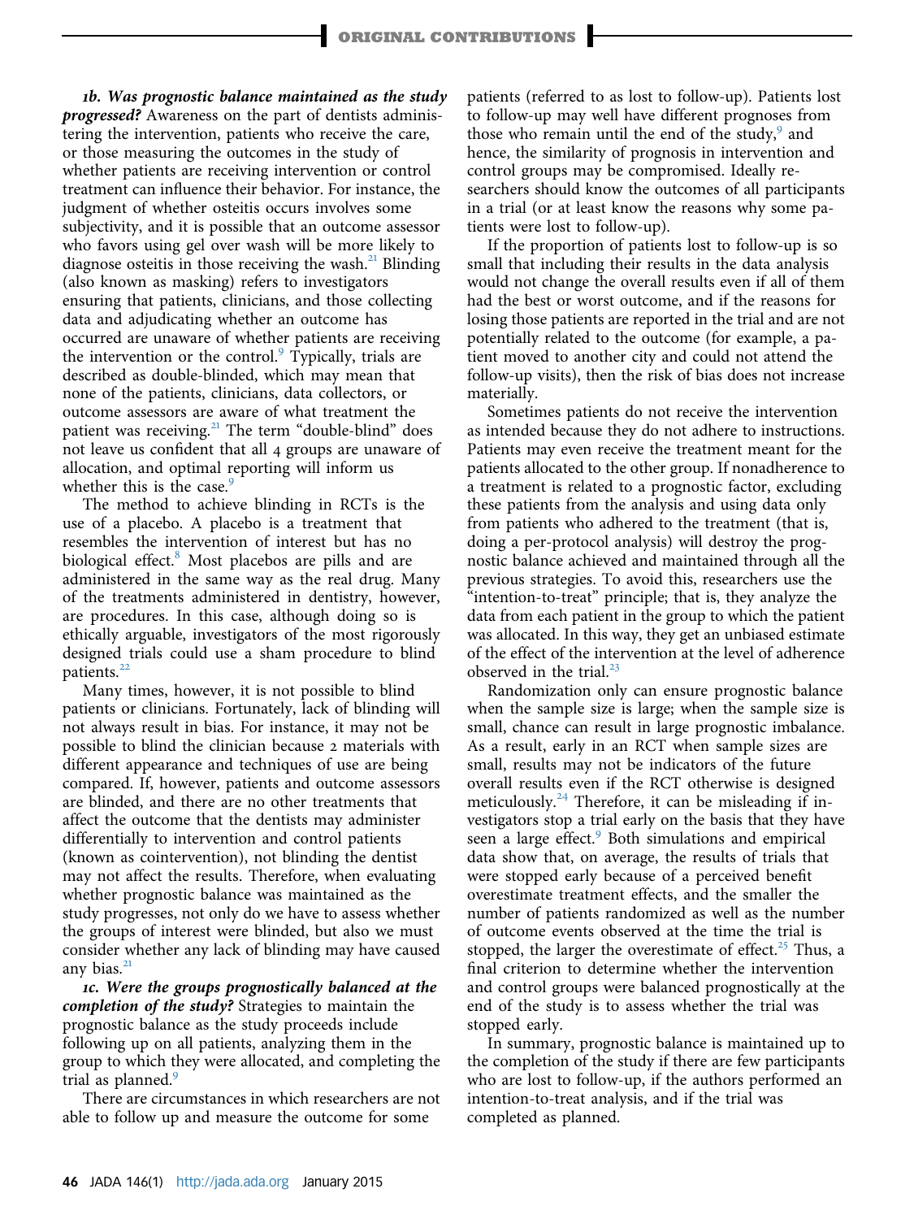***1b. Was prognostic balance maintained as the study progressed?*** Awareness on the part of dentists administering the intervention, patients who receive the care, or those measuring the outcomes in the study of whether patients are receiving intervention or control treatment can influence their behavior. For instance, the judgment of whether osteitis occurs involves some subjectivity, and it is possible that an outcome assessor who favors using gel over wash will be more likely to diagnose osteitis in those receiving the wash.[21] Blinding (also known as masking) refers to investigators ensuring that patients, clinicians, and those collecting data and adjudicating whether an outcome has occurred are unaware of whether patients are receiving the intervention or the control.[9] Typically, trials are described as double-blinded, which may mean that none of the patients, clinicians, data collectors, or outcome assessors are aware of what treatment the patient was receiving.[21] The term "double-blind" does not leave us confident that all 4 groups are unaware of allocation, and optimal reporting will inform us whether this is the case.[9]

The method to achieve blinding in RCTs is the use of a placebo. A placebo is a treatment that resembles the intervention of interest but has no biological effect.[8] Most placebos are pills and are administered in the same way as the real drug. Many of the treatments administered in dentistry, however, are procedures. In this case, although doing so is ethically arguable, investigators of the most rigorously designed trials could use a sham procedure to blind patients.[22]

Many times, however, it is not possible to blind patients or clinicians. Fortunately, lack of blinding will not always result in bias. For instance, it may not be possible to blind the clinician because 2 materials with different appearance and techniques of use are being compared. If, however, patients and outcome assessors are blinded, and there are no other treatments that affect the outcome that the dentists may administer differentially to intervention and control patients (known as cointervention), not blinding the dentist may not affect the results. Therefore, when evaluating whether prognostic balance was maintained as the study progresses, not only do we have to assess whether the groups of interest were blinded, but also we must consider whether any lack of blinding may have caused any bias.[21]

***1c. Were the groups prognostically balanced at the completion of the study?*** Strategies to maintain the prognostic balance as the study proceeds include following up on all patients, analyzing them in the group to which they were allocated, and completing the trial as planned.[9]

There are circumstances in which researchers are not able to follow up and measure the outcome for some patients (referred to as lost to follow-up). Patients lost to follow-up may well have different prognoses from those who remain until the end of the study,[9] and hence, the similarity of prognosis in intervention and control groups may be compromised. Ideally researchers should know the outcomes of all participants in a trial (or at least know the reasons why some patients were lost to follow-up).

If the proportion of patients lost to follow-up is so small that including their results in the data analysis would not change the overall results even if all of them had the best or worst outcome, and if the reasons for losing those patients are reported in the trial and are not potentially related to the outcome (for example, a patient moved to another city and could not attend the follow-up visits), then the risk of bias does not increase materially.

Sometimes patients do not receive the intervention as intended because they do not adhere to instructions. Patients may even receive the treatment meant for the patients allocated to the other group. If nonadherence to a treatment is related to a prognostic factor, excluding these patients from the analysis and using data only from patients who adhered to the treatment (that is, doing a per-protocol analysis) will destroy the prognostic balance achieved and maintained through all the previous strategies. To avoid this, researchers use the "intention-to-treat" principle; that is, they analyze the data from each patient in the group to which the patient was allocated. In this way, they get an unbiased estimate of the effect of the intervention at the level of adherence observed in the trial.[23]

Randomization only can ensure prognostic balance when the sample size is large; when the sample size is small, chance can result in large prognostic imbalance. As a result, early in an RCT when sample sizes are small, results may not be indicators of the future overall results even if the RCT otherwise is designed meticulously.[24] Therefore, it can be misleading if investigators stop a trial early on the basis that they have seen a large effect.[9] Both simulations and empirical data show that, on average, the results of trials that were stopped early because of a perceived benefit overestimate treatment effects, and the smaller the number of patients randomized as well as the number of outcome events observed at the time the trial is stopped, the larger the overestimate of effect.[25] Thus, a final criterion to determine whether the intervention and control groups were balanced prognostically at the end of the study is to assess whether the trial was stopped early.

In summary, prognostic balance is maintained up to the completion of the study if there are few participants who are lost to follow-up, if the authors performed an intention-to-treat analysis, and if the trial was completed as planned.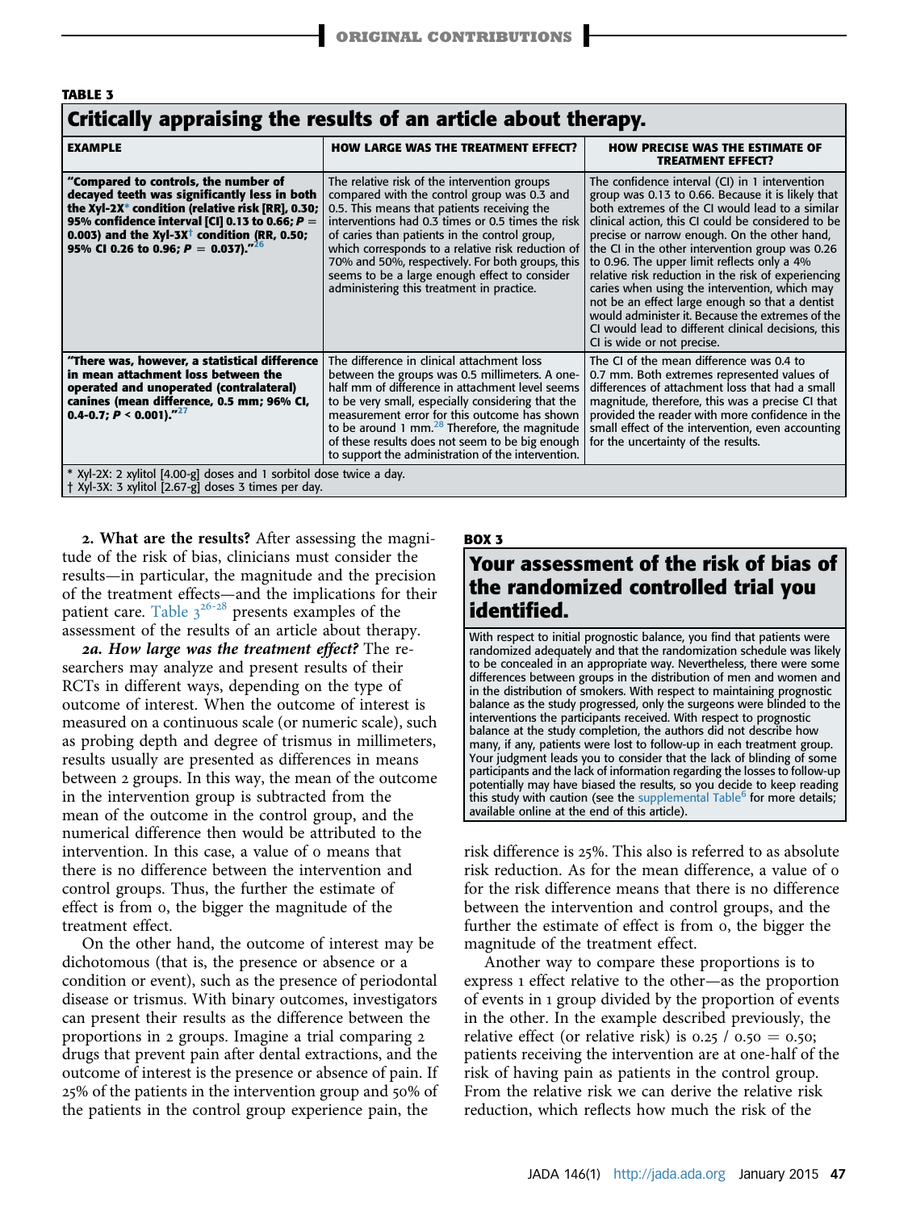**TABLE 3**

**Critically appraising the results of an article about therapy.**

| EXAMPLE | HOW LARGE WAS THE TREATMENT EFFECT? | HOW PRECISE WAS THE ESTIMATE OF TREATMENT EFFECT? |
|---|---|---|
| **"Compared to controls, the number of decayed teeth was significantly less in both the Xyl-2X* condition (relative risk [RR], 0.30; 95% confidence interval [CI] 0.13 to 0.66; $P$ = 0.003) and the Xyl-3X† condition (RR, 0.50; 95% CI 0.26 to 0.96; $P$ = 0.037)."[26]** | The relative risk of the intervention groups compared with the control group was 0.3 and 0.5. This means that patients receiving the interventions had 0.3 times or 0.5 times the risk of caries than patients in the control group, which corresponds to a relative risk reduction of 70% and 50%, respectively. For both groups, this seems to be a large enough effect to consider administering this treatment in practice. | The confidence interval (CI) in 1 intervention group was 0.13 to 0.66. Because it is likely that both extremes of the CI would lead to a similar clinical action, this CI could be considered to be precise or narrow enough. On the other hand, the CI in the other intervention group was 0.26 to 0.96. The upper limit reflects only a 4% relative risk reduction in the risk of experiencing caries when using the intervention, which may not be an effect large enough so that a dentist would administer it. Because the extremes of the CI would lead to different clinical decisions, this CI is wide or not precise. |
| **"There was, however, a statistical difference in mean attachment loss between the operated and unoperated (contralateral) canines (mean difference, 0.5 mm; 96% CI, 0.4-0.7; $P$ < 0.001)."[27]** | The difference in clinical attachment loss between the groups was 0.5 millimeters. A one-half mm of difference in attachment level seems to be very small, especially considering that the measurement error for this outcome has shown to be around 1 mm.[28] Therefore, the magnitude of these results does not seem to be big enough to support the administration of the intervention. | The CI of the mean difference was 0.4 to 0.7 mm. Both extremes represented values of differences of attachment loss that had a small magnitude, therefore, this was a precise CI that provided the reader with more confidence in the small effect of the intervention, even accounting for the uncertainty of the results. |

\* Xyl-2X: 2 xylitol [4.00-g] doses and 1 sorbitol dose twice a day.
† Xyl-3X: 3 xylitol [2.67-g] doses 3 times per day.

**2. What are the results?** After assessing the magnitude of the risk of bias, clinicians must consider the results—in particular, the magnitude and the precision of the treatment effects—and the implications for their patient care. Table 3[26-28] presents examples of the assessment of the results of an article about therapy.

***2a. How large was the treatment effect?*** The researchers may analyze and present results of their RCTs in different ways, depending on the type of outcome of interest. When the outcome of interest is measured on a continuous scale (or numeric scale), such as probing depth and degree of trismus in millimeters, results usually are presented as differences in means between 2 groups. In this way, the mean of the outcome in the intervention group is subtracted from the mean of the outcome in the control group, and the numerical difference then would be attributed to the intervention. In this case, a value of 0 means that there is no difference between the intervention and control groups. Thus, the further the estimate of effect is from 0, the bigger the magnitude of the treatment effect.

On the other hand, the outcome of interest may be dichotomous (that is, the presence or absence or a condition or event), such as the presence of periodontal disease or trismus. With binary outcomes, investigators can present their results as the difference between the proportions in 2 groups. Imagine a trial comparing 2 drugs that prevent pain after dental extractions, and the outcome of interest is the presence or absence of pain. If 25% of the patients in the intervention group and 50% of the patients in the control group experience pain, the risk difference is 25%. This also is referred to as absolute risk reduction. As for the mean difference, a value of 0 for the risk difference means that there is no difference between the intervention and control groups, and the further the estimate of effect is from 0, the bigger the magnitude of the treatment effect.

Another way to compare these proportions is to express 1 effect relative to the other—as the proportion of events in 1 group divided by the proportion of events in the other. In the example described previously, the relative effect (or relative risk) is 0.25 / 0.50 = 0.50; patients receiving the intervention are at one-half of the risk of having pain as patients in the control group. From the relative risk we can derive the relative risk reduction, which reflects how much the risk of the

**BOX 3**

**Your assessment of the risk of bias of the randomized controlled trial you identified.**

With respect to initial prognostic balance, you find that patients were randomized adequately and that the randomization schedule was likely to be concealed in an appropriate way. Nevertheless, there were some differences between groups in the distribution of men and women and in the distribution of smokers. With respect to maintaining prognostic balance as the study progressed, only the surgeons were blinded to the interventions the participants received. With respect to prognostic balance at the study completion, the authors did not describe how many, if any, patients were lost to follow-up in each treatment group. Your judgment leads you to consider that the lack of blinding of some participants and the lack of information regarding the losses to follow-up potentially may have biased the results, so you decide to keep reading this study with caution (see the supplemental Table[6] for more details; available online at the end of this article).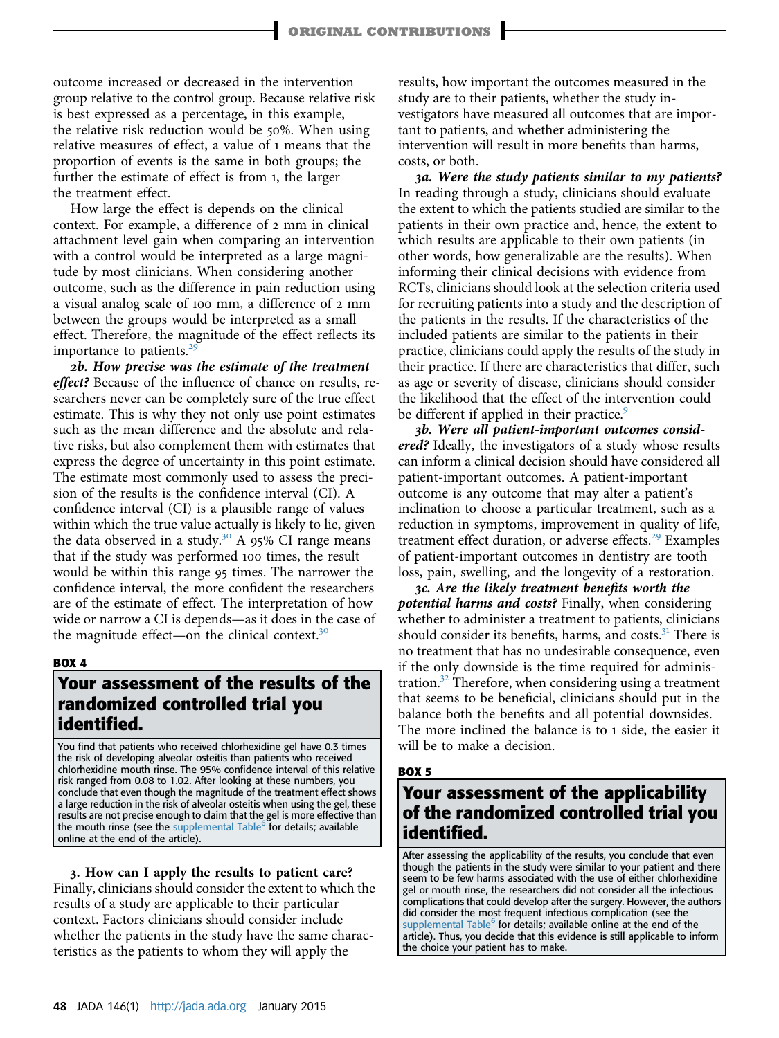outcome increased or decreased in the intervention group relative to the control group. Because relative risk is best expressed as a percentage, in this example, the relative risk reduction would be 50%. When using relative measures of effect, a value of 1 means that the proportion of events is the same in both groups; the further the estimate of effect is from 1, the larger the treatment effect.

How large the effect is depends on the clinical context. For example, a difference of 2 mm in clinical attachment level gain when comparing an intervention with a control would be interpreted as a large magnitude by most clinicians. When considering another outcome, such as the difference in pain reduction using a visual analog scale of 100 mm, a difference of 2 mm between the groups would be interpreted as a small effect. Therefore, the magnitude of the effect reflects its importance to patients.[29]

***2b. How precise was the estimate of the treatment effect?*** Because of the influence of chance on results, researchers never can be completely sure of the true effect estimate. This is why they not only use point estimates such as the mean difference and the absolute and relative risks, but also complement them with estimates that express the degree of uncertainty in this point estimate. The estimate most commonly used to assess the precision of the results is the confidence interval (CI). A confidence interval (CI) is a plausible range of values within which the true value actually is likely to lie, given the data observed in a study.[30] A 95% CI range means that if the study was performed 100 times, the result would be within this range 95 times. The narrower the confidence interval, the more confident the researchers are of the estimate of effect. The interpretation of how wide or narrow a CI is depends—as it does in the case of the magnitude effect—on the clinical context.[30]

**BOX 4**

## Your assessment of the results of the randomized controlled trial you identified.

You find that patients who received chlorhexidine gel have 0.3 times the risk of developing alveolar osteitis than patients who received chlorhexidine mouth rinse. The 95% confidence interval of this relative risk ranged from 0.08 to 1.02. After looking at these numbers, you conclude that even though the magnitude of the treatment effect shows a large reduction in the risk of alveolar osteitis when using the gel, these results are not precise enough to claim that the gel is more effective than the mouth rinse (see the supplemental Table[6] for details; available online at the end of the article).

**3. How can I apply the results to patient care?** Finally, clinicians should consider the extent to which the results of a study are applicable to their particular context. Factors clinicians should consider include whether the patients in the study have the same characteristics as the patients to whom they will apply the results, how important the outcomes measured in the study are to their patients, whether the study investigators have measured all outcomes that are important to patients, and whether administering the intervention will result in more benefits than harms, costs, or both.

***3a. Were the study patients similar to my patients?*** In reading through a study, clinicians should evaluate the extent to which the patients studied are similar to the patients in their own practice and, hence, the extent to which results are applicable to their own patients (in other words, how generalizable are the results). When informing their clinical decisions with evidence from RCTs, clinicians should look at the selection criteria used for recruiting patients into a study and the description of the patients in the results. If the characteristics of the included patients are similar to the patients in their practice, clinicians could apply the results of the study in their practice. If there are characteristics that differ, such as age or severity of disease, clinicians should consider the likelihood that the effect of the intervention could be different if applied in their practice.[9]

***3b. Were all patient-important outcomes considered?*** Ideally, the investigators of a study whose results can inform a clinical decision should have considered all patient-important outcomes. A patient-important outcome is any outcome that may alter a patient's inclination to choose a particular treatment, such as a reduction in symptoms, improvement in quality of life, treatment effect duration, or adverse effects.[29] Examples of patient-important outcomes in dentistry are tooth loss, pain, swelling, and the longevity of a restoration.

***3c. Are the likely treatment benefits worth the potential harms and costs?*** Finally, when considering whether to administer a treatment to patients, clinicians should consider its benefits, harms, and costs.[31] There is no treatment that has no undesirable consequence, even if the only downside is the time required for administration.[32] Therefore, when considering using a treatment that seems to be beneficial, clinicians should put in the balance both the benefits and all potential downsides. The more inclined the balance is to 1 side, the easier it will be to make a decision.

**BOX 5**

## Your assessment of the applicability of the randomized controlled trial you identified.

After assessing the applicability of the results, you conclude that even though the patients in the study were similar to your patient and there seem to be few harms associated with the use of either chlorhexidine gel or mouth rinse, the researchers did not consider all the infectious complications that could develop after the surgery. However, the authors did consider the most frequent infectious complication (see the supplemental Table[6] for details; available online at the end of the article). Thus, you decide that this evidence is still applicable to inform the choice your patient has to make.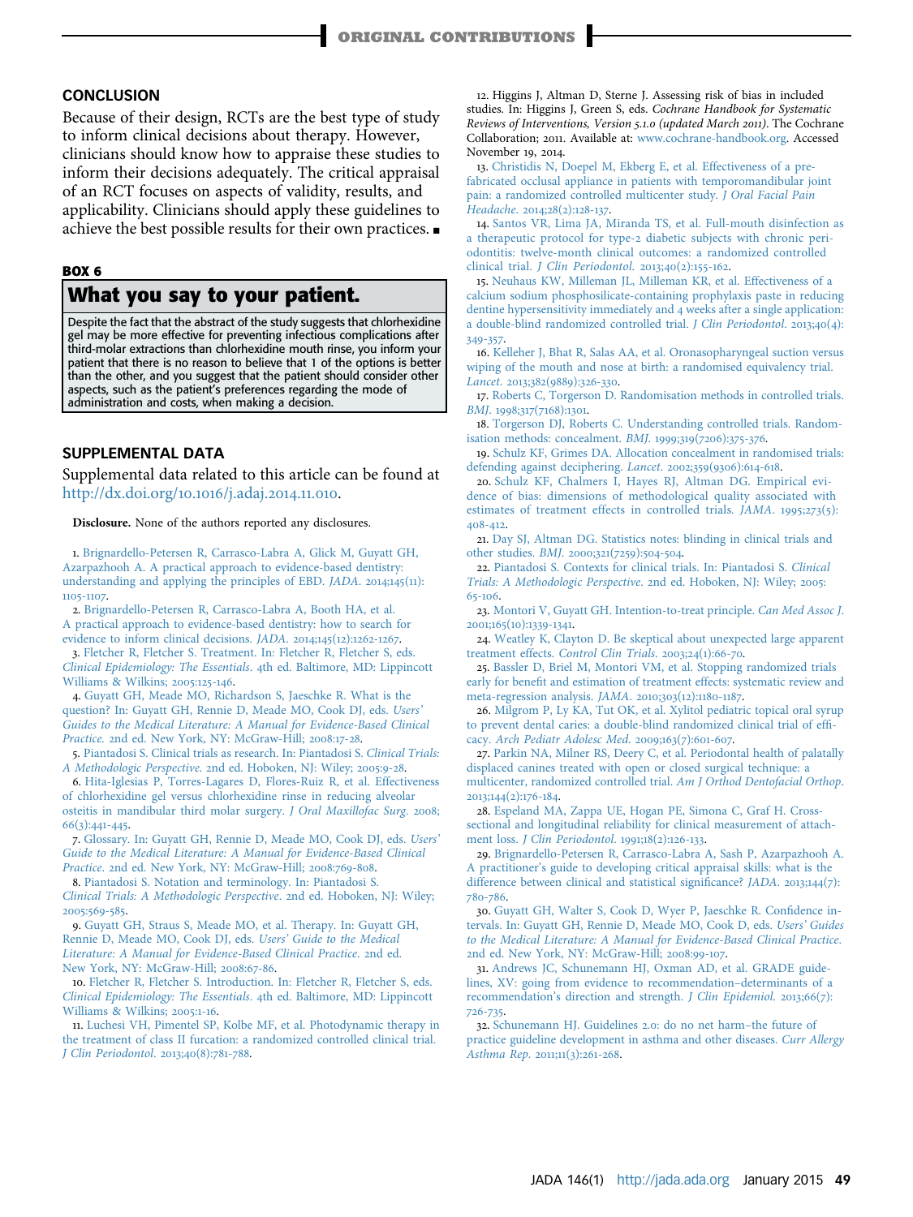## CONCLUSION

Because of their design, RCTs are the best type of study to inform clinical decisions about therapy. However, clinicians should know how to appraise these studies to inform their decisions adequately. The critical appraisal of an RCT focuses on aspects of validity, results, and applicability. Clinicians should apply these guidelines to achieve the best possible results for their own practices. ■

**BOX 6**

### What you say to your patient.

Despite the fact that the abstract of the study suggests that chlorhexidine gel may be more effective for preventing infectious complications after third-molar extractions than chlorhexidine mouth rinse, you inform your patient that there is no reason to believe that 1 of the options is better than the other, and you suggest that the patient should consider other aspects, such as the patient's preferences regarding the mode of administration and costs, when making a decision.

## SUPPLEMENTAL DATA

Supplemental data related to this article can be found at http://dx.doi.org/10.1016/j.adaj.2014.11.010.

**Disclosure.** None of the authors reported any disclosures.

1. Brignardello-Petersen R, Carrasco-Labra A, Glick M, Guyatt GH, Azarpazhooh A. A practical approach to evidence-based dentistry: understanding and applying the principles of EBD. *JADA*. 2014;145(11):1105-1107.
2. Brignardello-Petersen R, Carrasco-Labra A, Booth HA, et al. A practical approach to evidence-based dentistry: how to search for evidence to inform clinical decisions. *JADA*. 2014;145(12):1262-1267.
3. Fletcher R, Fletcher S. Treatment. In: Fletcher R, Fletcher S, eds. *Clinical Epidemiology: The Essentials*. 4th ed. Baltimore, MD: Lippincott Williams & Wilkins; 2005:125-146.
4. Guyatt GH, Meade MO, Richardson S, Jaeschke R. What is the question? In: Guyatt GH, Rennie D, Meade MO, Cook DJ, eds. *Users' Guides to the Medical Literature: A Manual for Evidence-Based Clinical Practice.* 2nd ed. New York, NY: McGraw-Hill; 2008:17-28.
5. Piantadosi S. Clinical trials as research. In: Piantadosi S. *Clinical Trials: A Methodologic Perspective*. 2nd ed. Hoboken, NJ: Wiley; 2005:9-28.
6. Hita-Iglesias P, Torres-Lagares D, Flores-Ruiz R, et al. Effectiveness of chlorhexidine gel versus chlorhexidine rinse in reducing alveolar osteitis in mandibular third molar surgery. *J Oral Maxillofac Surg*. 2008;66(3):441-445.
7. Glossary. In: Guyatt GH, Rennie D, Meade MO, Cook DJ, eds. *Users' Guide to the Medical Literature: A Manual for Evidence-Based Clinical Practice.* 2nd ed. New York, NY: McGraw-Hill; 2008:769-808.
8. Piantadosi S. Notation and terminology. In: Piantadosi S. *Clinical Trials: A Methodologic Perspective*. 2nd ed. Hoboken, NJ: Wiley; 2005:569-585.
9. Guyatt GH, Straus S, Meade MO, et al. Therapy. In: Guyatt GH, Rennie D, Meade MO, Cook DJ, eds. *Users' Guide to the Medical Literature: A Manual for Evidence-Based Clinical Practice*. 2nd ed. New York, NY: McGraw-Hill; 2008:67-86.
10. Fletcher R, Fletcher S. Introduction. In: Fletcher R, Fletcher S, eds. *Clinical Epidemiology: The Essentials*. 4th ed. Baltimore, MD: Lippincott Williams & Wilkins; 2005:1-16.
11. Luchesi VH, Pimentel SP, Kolbe MF, et al. Photodynamic therapy in the treatment of class II furcation: a randomized controlled clinical trial. *J Clin Periodontol*. 2013;40(8):781-788.
12. Higgins J, Altman D, Sterne J. Assessing risk of bias in included studies. In: Higgins J, Green S, eds. *Cochrane Handbook for Systematic Reviews of Interventions, Version 5.1.0 (updated March 2011)*. The Cochrane Collaboration; 2011. Available at: www.cochrane-handbook.org. Accessed November 19, 2014.
13. Christidis N, Doepel M, Ekberg E, et al. Effectiveness of a prefabricated occlusal appliance in patients with temporomandibular joint pain: a randomized controlled multicenter study. *J Oral Facial Pain Headache*. 2014;28(2):128-137.
14. Santos VR, Lima JA, Miranda TS, et al. Full-mouth disinfection as a therapeutic protocol for type-2 diabetic subjects with chronic periodontitis: twelve-month clinical outcomes: a randomized controlled clinical trial. *J Clin Periodontol*. 2013;40(2):155-162.
15. Neuhaus KW, Milleman JL, Milleman KR, et al. Effectiveness of a calcium sodium phosphosilicate-containing prophylaxis paste in reducing dentine hypersensitivity immediately and 4 weeks after a single application: a double-blind randomized controlled trial. *J Clin Periodontol*. 2013;40(4):349-357.
16. Kelleher J, Bhat R, Salas AA, et al. Oronasopharyngeal suction versus wiping of the mouth and nose at birth: a randomised equivalency trial. *Lancet*. 2013;382(9889):326-330.
17. Roberts C, Torgerson D. Randomisation methods in controlled trials. *BMJ*. 1998;317(7168):1301.
18. Torgerson DJ, Roberts C. Understanding controlled trials. Randomisation methods: concealment. *BMJ*. 1999;319(7206):375-376.
19. Schulz KF, Grimes DA. Allocation concealment in randomised trials: defending against deciphering. *Lancet*. 2002;359(9306):614-618.
20. Schulz KF, Chalmers I, Hayes RJ, Altman DG. Empirical evidence of bias: dimensions of methodological quality associated with estimates of treatment effects in controlled trials. *JAMA*. 1995;273(5):408-412.
21. Day SJ, Altman DG. Statistics notes: blinding in clinical trials and other studies. *BMJ*. 2000;321(7259):504-504.
22. Piantadosi S. Contexts for clinical trials. In: Piantadosi S. *Clinical Trials: A Methodologic Perspective*. 2nd ed. Hoboken, NJ: Wiley; 2005:65-106.
23. Montori V, Guyatt GH. Intention-to-treat principle. *Can Med Assoc J*. 2001;165(10):1339-1341.
24. Weatley K, Clayton D. Be skeptical about unexpected large apparent treatment effects. *Control Clin Trials*. 2003;24(1):66-70.
25. Bassler D, Briel M, Montori VM, et al. Stopping randomized trials early for benefit and estimation of treatment effects: systematic review and meta-regression analysis. *JAMA*. 2010;303(12):1180-1187.
26. Milgrom P, Ly KA, Tut OK, et al. Xylitol pediatric topical oral syrup to prevent dental caries: a double-blind randomized clinical trial of efficacy. *Arch Pediatr Adolesc Med*. 2009;163(7):601-607.
27. Parkin NA, Milner RS, Deery C, et al. Periodontal health of palatally displaced canines treated with open or closed surgical technique: a multicenter, randomized controlled trial. *Am J Orthod Dentofacial Orthop*. 2013;144(2):176-184.
28. Espeland MA, Zappa UE, Hogan PE, Simona C, Graf H. Cross-sectional and longitudinal reliability for clinical measurement of attachment loss. *J Clin Periodontol*. 1991;18(2):126-133.
29. Brignardello-Petersen R, Carrasco-Labra A, Sash P, Azarpazhooh A. A practitioner's guide to developing critical appraisal skills: what is the difference between clinical and statistical significance? *JADA*. 2013;144(7):780-786.
30. Guyatt GH, Walter S, Cook D, Wyer P, Jaeschke R. Confidence intervals. In: Guyatt GH, Rennie D, Meade MO, Cook D, eds. *Users' Guides to the Medical Literature: A Manual for Evidence-Based Clinical Practice*. 2nd ed. New York, NY: McGraw-Hill; 2008:99-107.
31. Andrews JC, Schunemann HJ, Oxman AD, et al. GRADE guidelines, XV: going from evidence to recommendation–determinants of a recommendation's direction and strength. *J Clin Epidemiol*. 2013;66(7):726-735.
32. Schunemann HJ. Guidelines 2.0: do no net harm–the future of practice guideline development in asthma and other diseases. *Curr Allergy Asthma Rep*. 2011;11(3):261-268.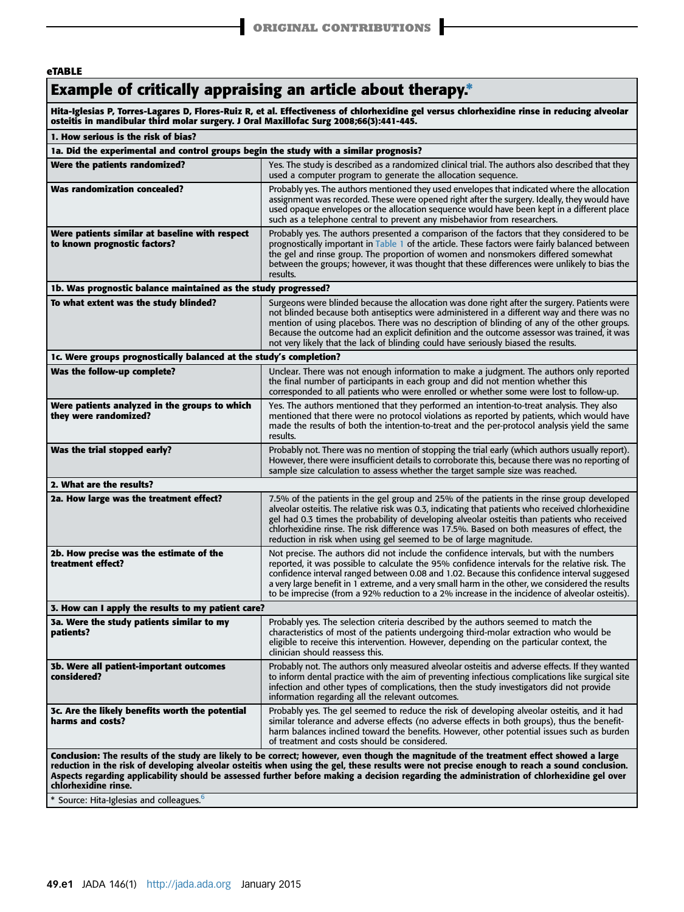**eTABLE**

## Example of critically appraising an article about therapy.*

**Hita-Iglesias P, Torres-Lagares D, Flores-Ruiz R, et al. Effectiveness of chlorhexidine gel versus chlorhexidine rinse in reducing alveolar osteitis in mandibular third molar surgery. J Oral Maxillofac Surg 2008;66(3):441-445.**

| | |
|---|---|
| **1. How serious is the risk of bias?** | |
| **1a. Did the experimental and control groups begin the study with a similar prognosis?** | |
| **Were the patients randomized?** | Yes. The study is described as a randomized clinical trial. The authors also described that they used a computer program to generate the allocation sequence. |
| **Was randomization concealed?** | Probably yes. The authors mentioned they used envelopes that indicated where the allocation assignment was recorded. These were opened right after the surgery. Ideally, they would have used opaque envelopes or the allocation sequence would have been kept in a different place such as a telephone central to prevent any misbehavior from researchers. |
| **Were patients similar at baseline with respect to known prognostic factors?** | Probably yes. The authors presented a comparison of the factors that they considered to be prognostically important in Table 1 of the article. These factors were fairly balanced between the gel and rinse group. The proportion of women and nonsmokers differed somewhat between the groups; however, it was thought that these differences were unlikely to bias the results. |
| **1b. Was prognostic balance maintained as the study progressed?** | |
| **To what extent was the study blinded?** | Surgeons were blinded because the allocation was done right after the surgery. Patients were not blinded because both antiseptics were administered in a different way and there was no mention of using placebos. There was no description of blinding of any of the other groups. Because the outcome had an explicit definition and the outcome assessor was trained, it was not very likely that the lack of blinding could have seriously biased the results. |
| **1c. Were groups prognostically balanced at the study's completion?** | |
| **Was the follow-up complete?** | Unclear. There was not enough information to make a judgment. The authors only reported the final number of participants in each group and did not mention whether this corresponded to all patients who were enrolled or whether some were lost to follow-up. |
| **Were patients analyzed in the groups to which they were randomized?** | Yes. The authors mentioned that they performed an intention-to-treat analysis. They also mentioned that there were no protocol violations as reported by patients, which would have made the results of both the intention-to-treat and the per-protocol analysis yield the same results. |
| **Was the trial stopped early?** | Probably not. There was no mention of stopping the trial early (which authors usually report). However, there were insufficient details to corroborate this, because there was no reporting of sample size calculation to assess whether the target sample size was reached. |
| **2. What are the results?** | |
| **2a. How large was the treatment effect?** | 7.5% of the patients in the gel group and 25% of the patients in the rinse group developed alveolar osteitis. The relative risk was 0.3, indicating that patients who received chlorhexidine gel had 0.3 times the probability of developing alveolar osteitis than patients who received chlorhexidine rinse. The risk difference was 17.5%. Based on both measures of effect, the reduction in risk when using gel seemed to be of large magnitude. |
| **2b. How precise was the estimate of the treatment effect?** | Not precise. The authors did not include the confidence intervals, but with the numbers reported, it was possible to calculate the 95% confidence intervals for the relative risk. The confidence interval ranged between 0.08 and 1.02. Because this confidence interval suggesed a very large benefit in 1 extreme, and a very small harm in the other, we considered the results to be imprecise (from a 92% reduction to a 2% increase in the incidence of alveolar osteitis). |
| **3. How can I apply the results to my patient care?** | |
| **3a. Were the study patients similar to my patients?** | Probably yes. The selection criteria described by the authors seemed to match the characteristics of most of the patients undergoing third-molar extraction who would be eligible to receive this intervention. However, depending on the particular context, the clinician should reassess this. |
| **3b. Were all patient-important outcomes considered?** | Probably not. The authors only measured alveolar osteitis and adverse effects. If they wanted to inform dental practice with the aim of preventing infectious complications like surgical site infection and other types of complications, then the study investigators did not provide information regarding all the relevant outcomes. |
| **3c. Are the likely benefits worth the potential harms and costs?** | Probably yes. The gel seemed to reduce the risk of developing alveolar osteitis, and it had similar tolerance and adverse effects (no adverse effects in both groups), thus the benefit-harm balances inclined toward the benefits. However, other potential issues such as burden of treatment and costs should be considered. |

**Conclusion: The results of the study are likely to be correct; however, even though the magnitude of the treatment effect showed a large reduction in the risk of developing alveolar osteitis when using the gel, these results were not precise enough to reach a sound conclusion. Aspects regarding applicability should be assessed further before making a decision regarding the administration of chlorhexidine gel over chlorhexidine rinse.**

\* Source: Hita-Iglesias and colleagues.[6]